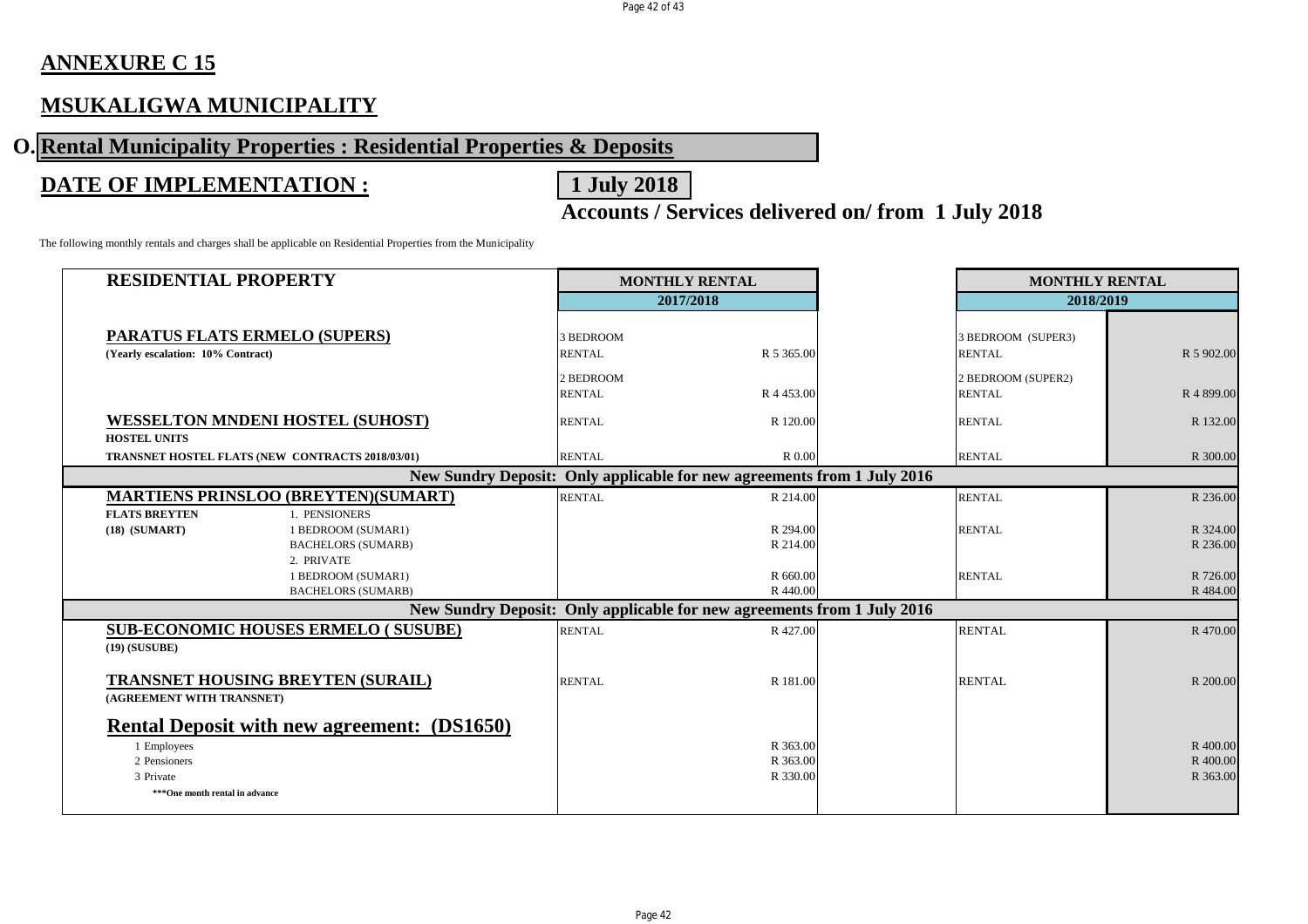## ANNEXURE C 15

## MSUKALIGWA MUNICIPALITY

## O. Rental Municipality Properties : Residential Properties & Deposits

## DATE OF IMPLEMENTATION : 1 July 2018

### Accounts / Services delivered on/ from 1 July 2018

The following monthly rentals and charges shall be applicable on Residential Properties from the Municipality

| RESIDENTIAL PROPERTY | | MONTHLY RENTAL | | MONTHLY RENTAL | |
|---|---|---|---|---|---|
| | | 2017/2018 | | 2018/2019 | |
| **PARATUS FLATS ERMELO (SUPERS)** | | 3 BEDROOM | | 3 BEDROOM (SUPER3) | |
| **(Yearly escalation: 10% Contract)** | | RENTAL | R 5 365.00 | RENTAL | R 5 902.00 |
| | | 2 BEDROOM | | 2 BEDROOM (SUPER2) | |
| | | RENTAL | R 4 453.00 | RENTAL | R 4 899.00 |
| **WESSELTON MNDENI HOSTEL (SUHOST)** | | RENTAL | R 120.00 | RENTAL | R 132.00 |
| **HOSTEL UNITS** | | | | | |
| **TRANSNET HOSTEL FLATS (NEW CONTRACTS 2018/03/01)** | | RENTAL | R 0.00 | RENTAL | R 300.00 |
| **New Sundry Deposit: Only applicable for new agreements from 1 July 2016** | | | | | |
| **MARTIENS PRINSLOO (BREYTEN)(SUMART)** | | RENTAL | R 214.00 | RENTAL | R 236.00 |
| **FLATS BREYTEN** | 1. PENSIONERS | | | | |
| **(18) (SUMART)** | 1 BEDROOM (SUMAR1) | | R 294.00 | RENTAL | R 324.00 |
| | BACHELORS (SUMARB) | | R 214.00 | | R 236.00 |
| | 2. PRIVATE | | | | |
| | 1 BEDROOM (SUMAR1) | | R 660.00 | RENTAL | R 726.00 |
| | BACHELORS (SUMARB) | | R 440.00 | | R 484.00 |
| **New Sundry Deposit: Only applicable for new agreements from 1 July 2016** | | | | | |
| **SUB-ECONOMIC HOUSES ERMELO ( SUSUBE)** | | RENTAL | R 427.00 | RENTAL | R 470.00 |
| **(19) (SUSUBE)** | | | | | |
| **TRANSNET HOUSING BREYTEN (SURAIL)** | | RENTAL | R 181.00 | RENTAL | R 200.00 |
| **(AGREEMENT WITH TRANSNET)** | | | | | |
| **Rental Deposit with new agreement: (DS1650)** | | | | | |
| 1 Employees | | | R 363.00 | | R 400.00 |
| 2 Pensioners | | | R 363.00 | | R 400.00 |
| 3 Private | | | R 330.00 | | R 363.00 |
| ***One month rental in advance | | | | | |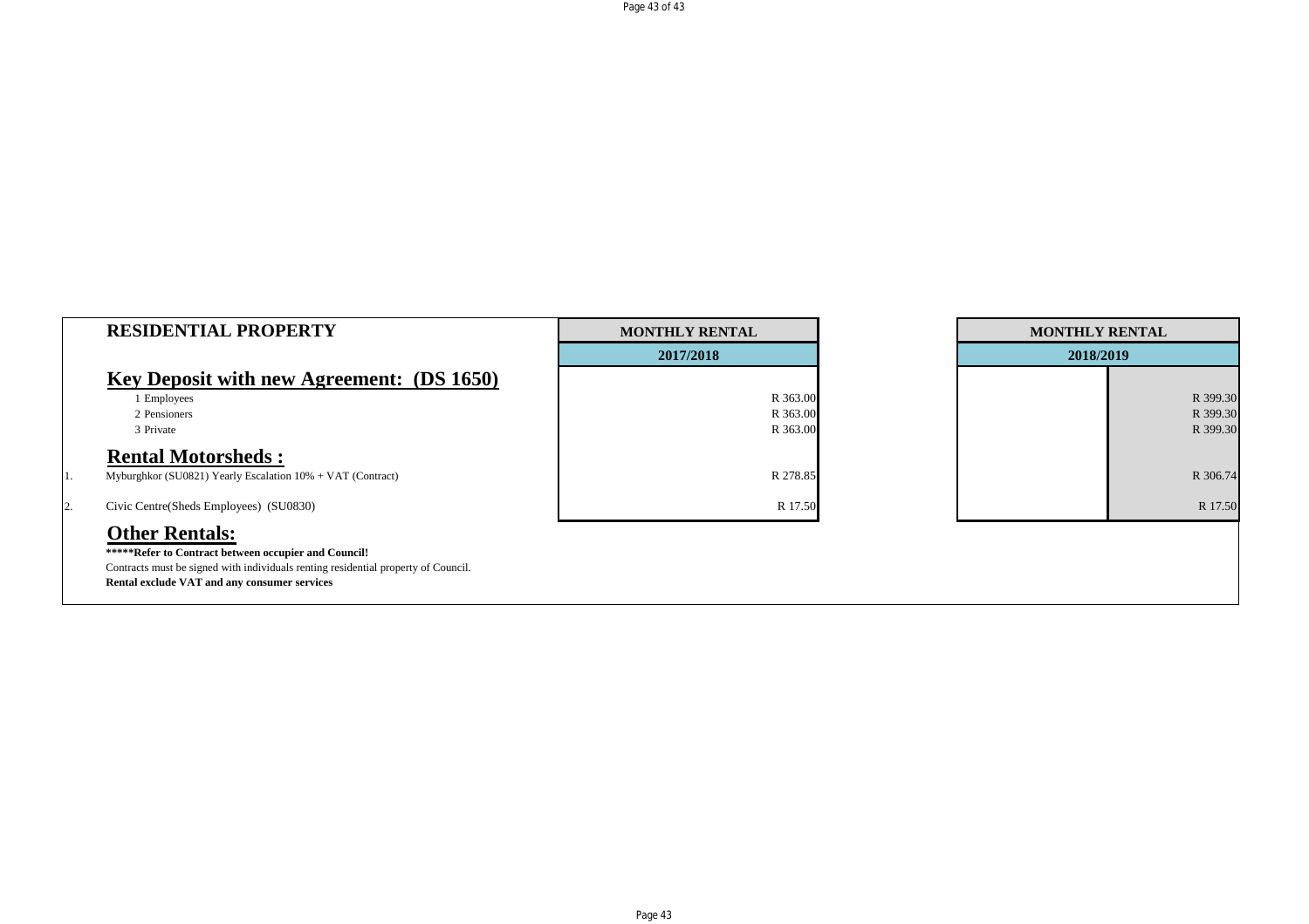| RESIDENTIAL PROPERTY | MONTHLY RENTAL 2017/2018 | MONTHLY RENTAL 2018/2019 |
|---|---|---|
| **Key Deposit with new Agreement: (DS 1650)** | | |
| 1 Employees | R 363.00 | R 399.30 |
| 2 Pensioners | R 363.00 | R 399.30 |
| 3 Private | R 363.00 | R 399.30 |
| **Rental Motorsheds :** | | |
| 1. Myburghkor (SU0821) Yearly Escalation 10% + VAT (Contract) | R 278.85 | R 306.74 |
| 2. Civic Centre(Sheds Employees) (SU0830) | R 17.50 | R 17.50 |

## Other Rentals:

**\*\*\*\*\*Refer to Contract between occupier and Council!**

Contracts must be signed with individuals renting residential property of Council.

**Rental exclude VAT and any consumer services**